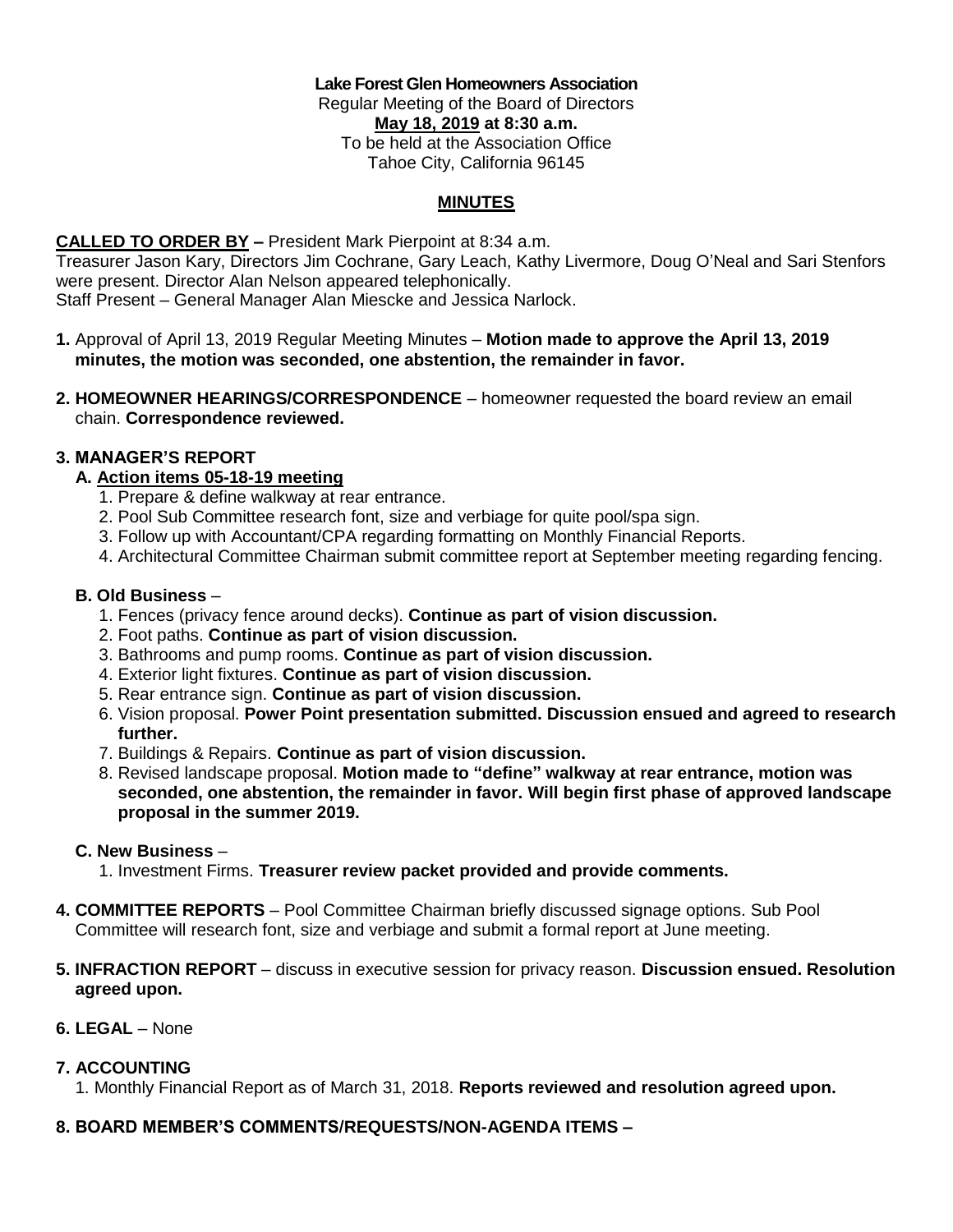**Lake Forest Glen Homeowners Association**
Regular Meeting of the Board of Directors
**May 18, 2019 at 8:30 a.m.**
To be held at the Association Office
Tahoe City, California 96145

## MINUTES

**CALLED TO ORDER BY –** President Mark Pierpoint at 8:34 a.m.
Treasurer Jason Kary, Directors Jim Cochrane, Gary Leach, Kathy Livermore, Doug O'Neal and Sari Stenfors were present. Director Alan Nelson appeared telephonically.
Staff Present – General Manager Alan Miescke and Jessica Narlock.

1. Approval of April 13, 2019 Regular Meeting Minutes – **Motion made to approve the April 13, 2019 minutes, the motion was seconded, one abstention, the remainder in favor.**

2. **HOMEOWNER HEARINGS/CORRESPONDENCE** – homeowner requested the board review an email chain. **Correspondence reviewed.**

3. **MANAGER'S REPORT**

   **A. Action items 05-18-19 meeting**
   1. Prepare & define walkway at rear entrance.
   2. Pool Sub Committee research font, size and verbiage for quite pool/spa sign.
   3. Follow up with Accountant/CPA regarding formatting on Monthly Financial Reports.
   4. Architectural Committee Chairman submit committee report at September meeting regarding fencing.

   **B. Old Business** –
   1. Fences (privacy fence around decks). **Continue as part of vision discussion.**
   2. Foot paths. **Continue as part of vision discussion.**
   3. Bathrooms and pump rooms. **Continue as part of vision discussion.**
   4. Exterior light fixtures. **Continue as part of vision discussion.**
   5. Rear entrance sign. **Continue as part of vision discussion.**
   6. Vision proposal. **Power Point presentation submitted. Discussion ensued and agreed to research further.**
   7. Buildings & Repairs. **Continue as part of vision discussion.**
   8. Revised landscape proposal. **Motion made to "define" walkway at rear entrance, motion was seconded, one abstention, the remainder in favor. Will begin first phase of approved landscape proposal in the summer 2019.**

   **C. New Business** –
   1. Investment Firms. **Treasurer review packet provided and provide comments.**

4. **COMMITTEE REPORTS** – Pool Committee Chairman briefly discussed signage options. Sub Pool Committee will research font, size and verbiage and submit a formal report at June meeting.

5. **INFRACTION REPORT** – discuss in executive session for privacy reason. **Discussion ensued. Resolution agreed upon.**

6. **LEGAL** – None

7. **ACCOUNTING**
   1. Monthly Financial Report as of March 31, 2018. **Reports reviewed and resolution agreed upon.**

8. **BOARD MEMBER'S COMMENTS/REQUESTS/NON-AGENDA ITEMS –**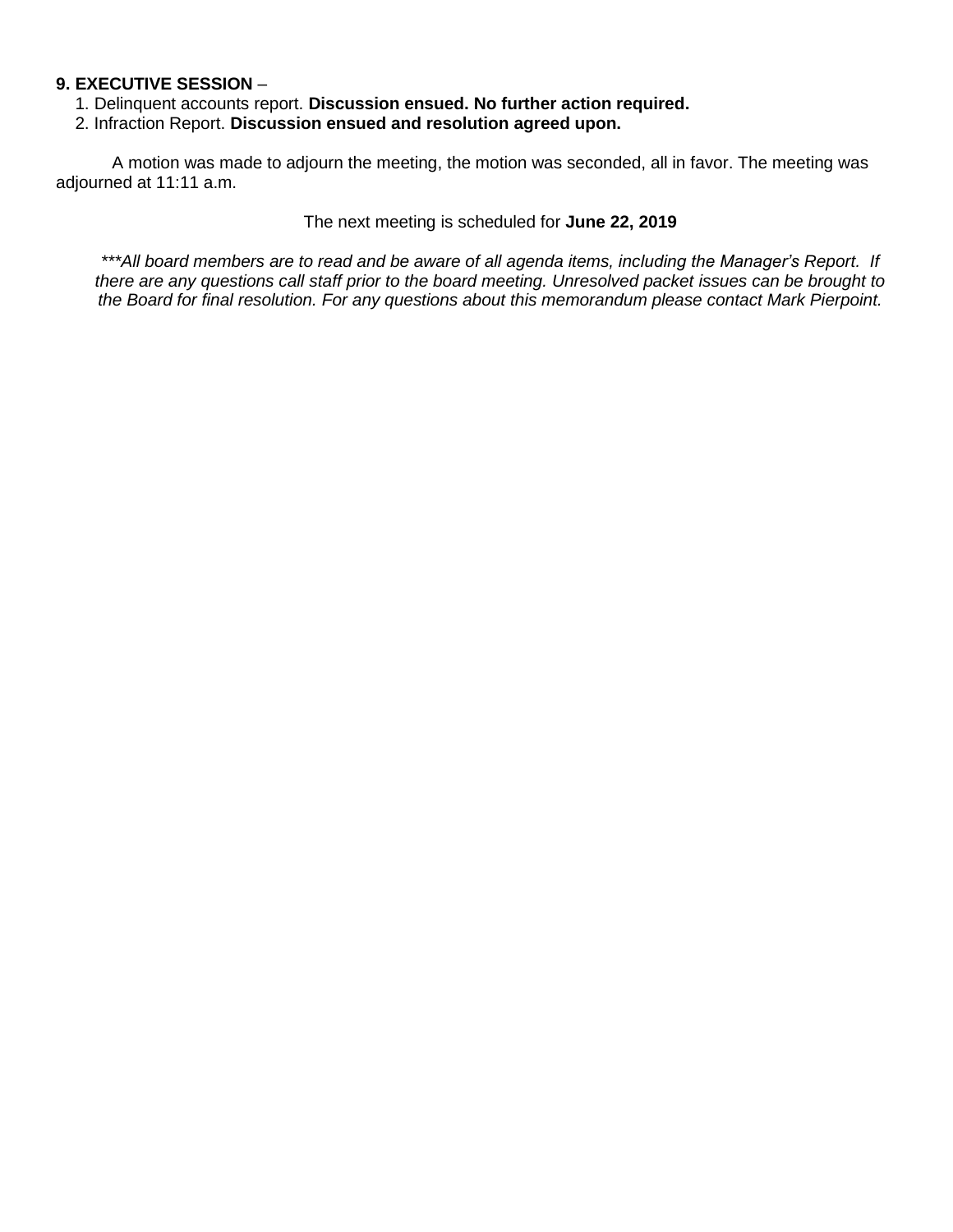**9. EXECUTIVE SESSION** –

1. Delinquent accounts report. **Discussion ensued. No further action required.**
2. Infraction Report. **Discussion ensued and resolution agreed upon.**

A motion was made to adjourn the meeting, the motion was seconded, all in favor. The meeting was adjourned at 11:11 a.m.

The next meeting is scheduled for **June 22, 2019**

*\*\*\*All board members are to read and be aware of all agenda items, including the Manager's Report. If there are any questions call staff prior to the board meeting. Unresolved packet issues can be brought to the Board for final resolution. For any questions about this memorandum please contact Mark Pierpoint.*